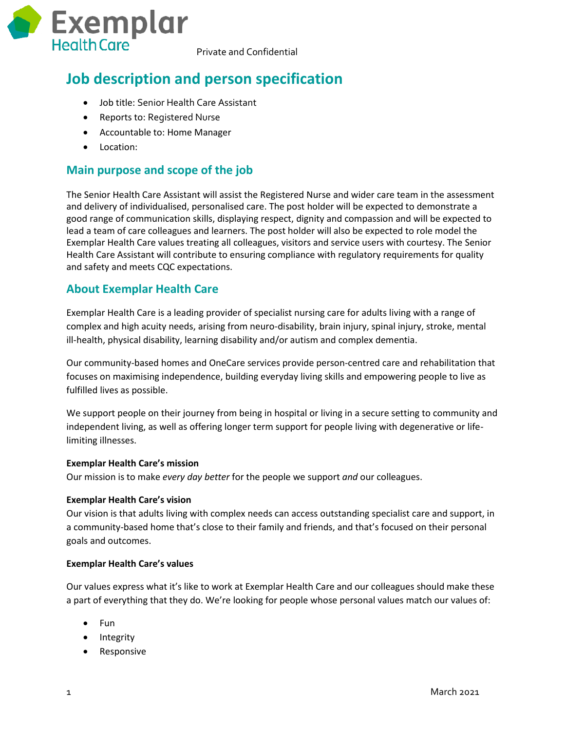Private and Confidential

# Job description and person specification

- Job title: Senior Health Care Assistant
- Reports to: Registered Nurse
- Accountable to: Home Manager
- Location:

## Main purpose and scope of the job

The Senior Health Care Assistant will assist the Registered Nurse and wider care team in the assessment and delivery of individualised, personalised care. The post holder will be expected to demonstrate a good range of communication skills, displaying respect, dignity and compassion and will be expected to lead a team of care colleagues and learners. The post holder will also be expected to role model the Exemplar Health Care values treating all colleagues, visitors and service users with courtesy. The Senior Health Care Assistant will contribute to ensuring compliance with regulatory requirements for quality and safety and meets CQC expectations.

## About Exemplar Health Care

Exemplar Health Care is a leading provider of specialist nursing care for adults living with a range of complex and high acuity needs, arising from neuro-disability, brain injury, spinal injury, stroke, mental ill-health, physical disability, learning disability and/or autism and complex dementia.

Our community-based homes and OneCare services provide person-centred care and rehabilitation that focuses on maximising independence, building everyday living skills and empowering people to live as fulfilled lives as possible.

We support people on their journey from being in hospital or living in a secure setting to community and independent living, as well as offering longer term support for people living with degenerative or life-limiting illnesses.

**Exemplar Health Care's mission**
Our mission is to make *every day better* for the people we support *and* our colleagues.

**Exemplar Health Care's vision**
Our vision is that adults living with complex needs can access outstanding specialist care and support, in a community-based home that's close to their family and friends, and that's focused on their personal goals and outcomes.

**Exemplar Health Care's values**

Our values express what it's like to work at Exemplar Health Care and our colleagues should make these a part of everything that they do. We're looking for people whose personal values match our values of:

- Fun
- Integrity
- Responsive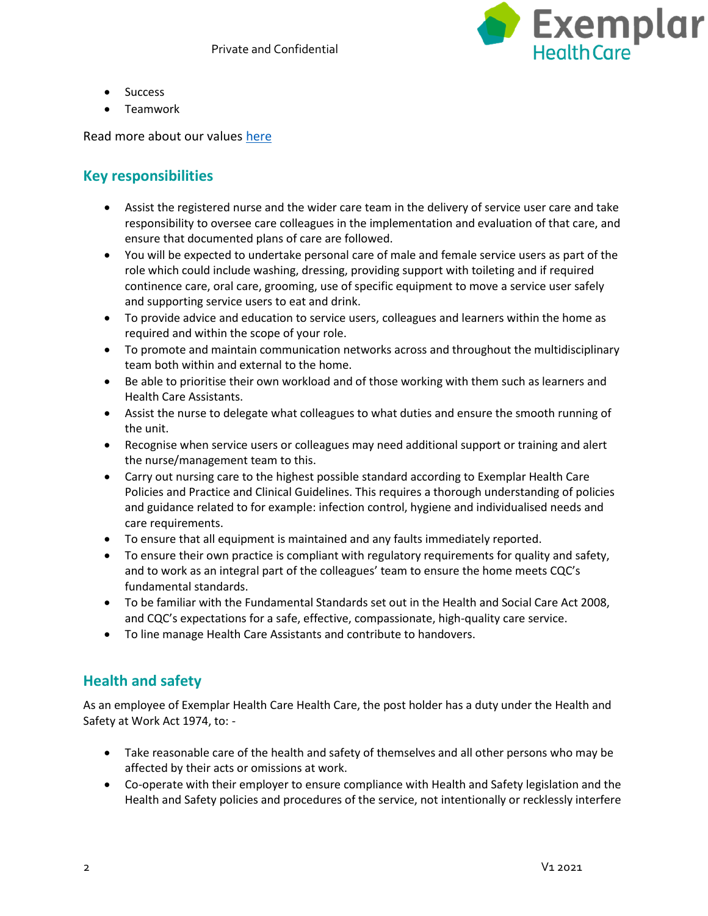- Success
- Teamwork

Read more about our values [here]

## Key responsibilities

- Assist the registered nurse and the wider care team in the delivery of service user care and take responsibility to oversee care colleagues in the implementation and evaluation of that care, and ensure that documented plans of care are followed.
- You will be expected to undertake personal care of male and female service users as part of the role which could include washing, dressing, providing support with toileting and if required continence care, oral care, grooming, use of specific equipment to move a service user safely and supporting service users to eat and drink.
- To provide advice and education to service users, colleagues and learners within the home as required and within the scope of your role.
- To promote and maintain communication networks across and throughout the multidisciplinary team both within and external to the home.
- Be able to prioritise their own workload and of those working with them such as learners and Health Care Assistants.
- Assist the nurse to delegate what colleagues to what duties and ensure the smooth running of the unit.
- Recognise when service users or colleagues may need additional support or training and alert the nurse/management team to this.
- Carry out nursing care to the highest possible standard according to Exemplar Health Care Policies and Practice and Clinical Guidelines. This requires a thorough understanding of policies and guidance related to for example: infection control, hygiene and individualised needs and care requirements.
- To ensure that all equipment is maintained and any faults immediately reported.
- To ensure their own practice is compliant with regulatory requirements for quality and safety, and to work as an integral part of the colleagues' team to ensure the home meets CQC's fundamental standards.
- To be familiar with the Fundamental Standards set out in the Health and Social Care Act 2008, and CQC's expectations for a safe, effective, compassionate, high-quality care service.
- To line manage Health Care Assistants and contribute to handovers.

## Health and safety

As an employee of Exemplar Health Care Health Care, the post holder has a duty under the Health and Safety at Work Act 1974, to: -

- Take reasonable care of the health and safety of themselves and all other persons who may be affected by their acts or omissions at work.
- Co-operate with their employer to ensure compliance with Health and Safety legislation and the Health and Safety policies and procedures of the service, not intentionally or recklessly interfere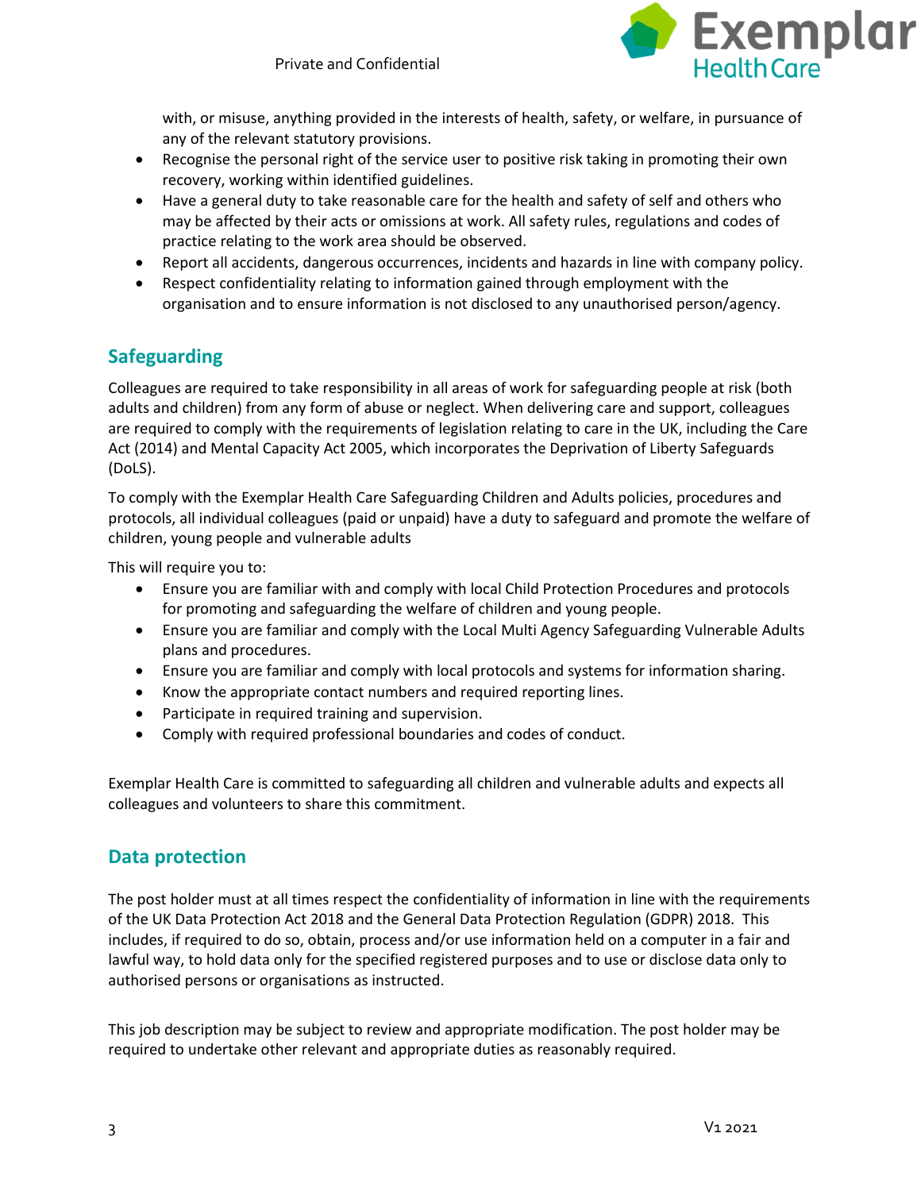with, or misuse, anything provided in the interests of health, safety, or welfare, in pursuance of any of the relevant statutory provisions.

- Recognise the personal right of the service user to positive risk taking in promoting their own recovery, working within identified guidelines.
- Have a general duty to take reasonable care for the health and safety of self and others who may be affected by their acts or omissions at work. All safety rules, regulations and codes of practice relating to the work area should be observed.
- Report all accidents, dangerous occurrences, incidents and hazards in line with company policy.
- Respect confidentiality relating to information gained through employment with the organisation and to ensure information is not disclosed to any unauthorised person/agency.

## Safeguarding

Colleagues are required to take responsibility in all areas of work for safeguarding people at risk (both adults and children) from any form of abuse or neglect. When delivering care and support, colleagues are required to comply with the requirements of legislation relating to care in the UK, including the Care Act (2014) and Mental Capacity Act 2005, which incorporates the Deprivation of Liberty Safeguards (DoLS).

To comply with the Exemplar Health Care Safeguarding Children and Adults policies, procedures and protocols, all individual colleagues (paid or unpaid) have a duty to safeguard and promote the welfare of children, young people and vulnerable adults

This will require you to:

- Ensure you are familiar with and comply with local Child Protection Procedures and protocols for promoting and safeguarding the welfare of children and young people.
- Ensure you are familiar and comply with the Local Multi Agency Safeguarding Vulnerable Adults plans and procedures.
- Ensure you are familiar and comply with local protocols and systems for information sharing.
- Know the appropriate contact numbers and required reporting lines.
- Participate in required training and supervision.
- Comply with required professional boundaries and codes of conduct.

Exemplar Health Care is committed to safeguarding all children and vulnerable adults and expects all colleagues and volunteers to share this commitment.

## Data protection

The post holder must at all times respect the confidentiality of information in line with the requirements of the UK Data Protection Act 2018 and the General Data Protection Regulation (GDPR) 2018. This includes, if required to do so, obtain, process and/or use information held on a computer in a fair and lawful way, to hold data only for the specified registered purposes and to use or disclose data only to authorised persons or organisations as instructed.

This job description may be subject to review and appropriate modification. The post holder may be required to undertake other relevant and appropriate duties as reasonably required.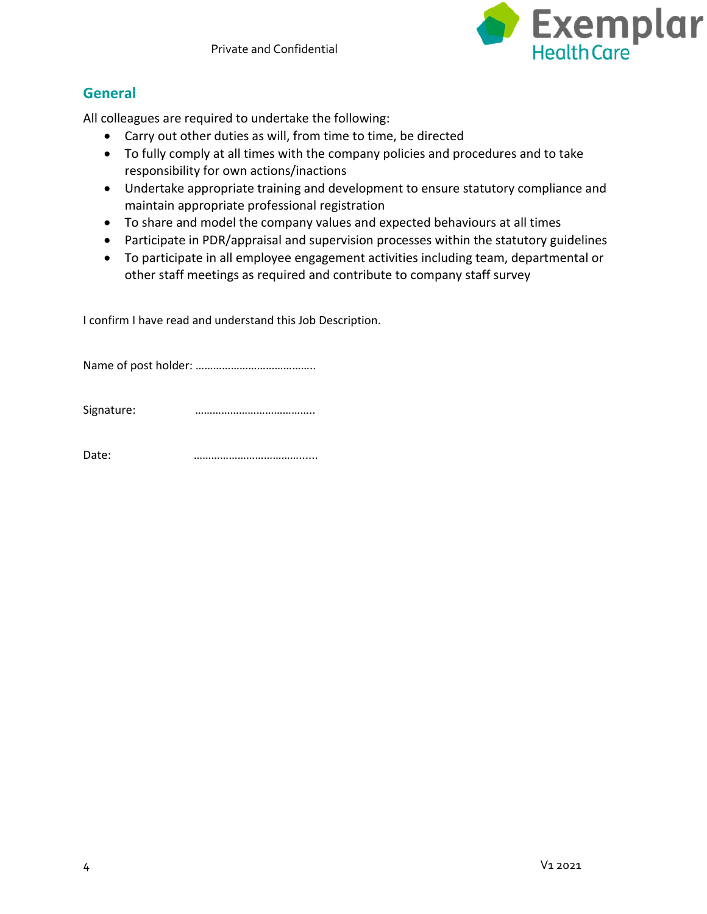## General

All colleagues are required to undertake the following:

- Carry out other duties as will, from time to time, be directed
- To fully comply at all times with the company policies and procedures and to take responsibility for own actions/inactions
- Undertake appropriate training and development to ensure statutory compliance and maintain appropriate professional registration
- To share and model the company values and expected behaviours at all times
- Participate in PDR/appraisal and supervision processes within the statutory guidelines
- To participate in all employee engagement activities including team, departmental or other staff meetings as required and contribute to company staff survey

I confirm I have read and understand this Job Description.

Name of post holder: …………………………………..

Signature: …………………………………..

Date: ……………………………………....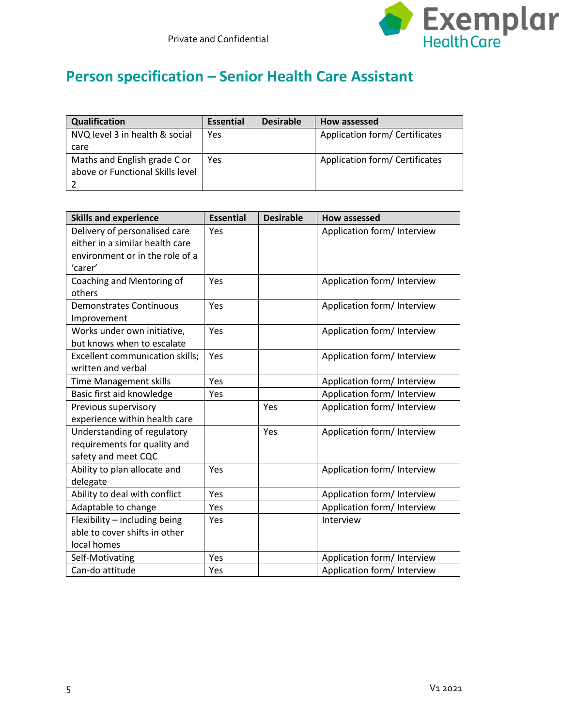Private and Confidential

# Person specification – Senior Health Care Assistant

| Qualification | Essential | Desirable | How assessed |
|---|---|---|---|
| NVQ level 3 in health & social care | Yes | | Application form/ Certificates |
| Maths and English grade C or above or Functional Skills level 2 | Yes | | Application form/ Certificates |

| Skills and experience | Essential | Desirable | How assessed |
|---|---|---|---|
| Delivery of personalised care either in a similar health care environment or in the role of a 'carer' | Yes | | Application form/ Interview |
| Coaching and Mentoring of others | Yes | | Application form/ Interview |
| Demonstrates Continuous Improvement | Yes | | Application form/ Interview |
| Works under own initiative, but knows when to escalate | Yes | | Application form/ Interview |
| Excellent communication skills; written and verbal | Yes | | Application form/ Interview |
| Time Management skills | Yes | | Application form/ Interview |
| Basic first aid knowledge | Yes | | Application form/ Interview |
| Previous supervisory experience within health care | | Yes | Application form/ Interview |
| Understanding of regulatory requirements for quality and safety and meet CQC | | Yes | Application form/ Interview |
| Ability to plan allocate and delegate | Yes | | Application form/ Interview |
| Ability to deal with conflict | Yes | | Application form/ Interview |
| Adaptable to change | Yes | | Application form/ Interview |
| Flexibility – including being able to cover shifts in other local homes | Yes | | Interview |
| Self-Motivating | Yes | | Application form/ Interview |
| Can-do attitude | Yes | | Application form/ Interview |

V1 2021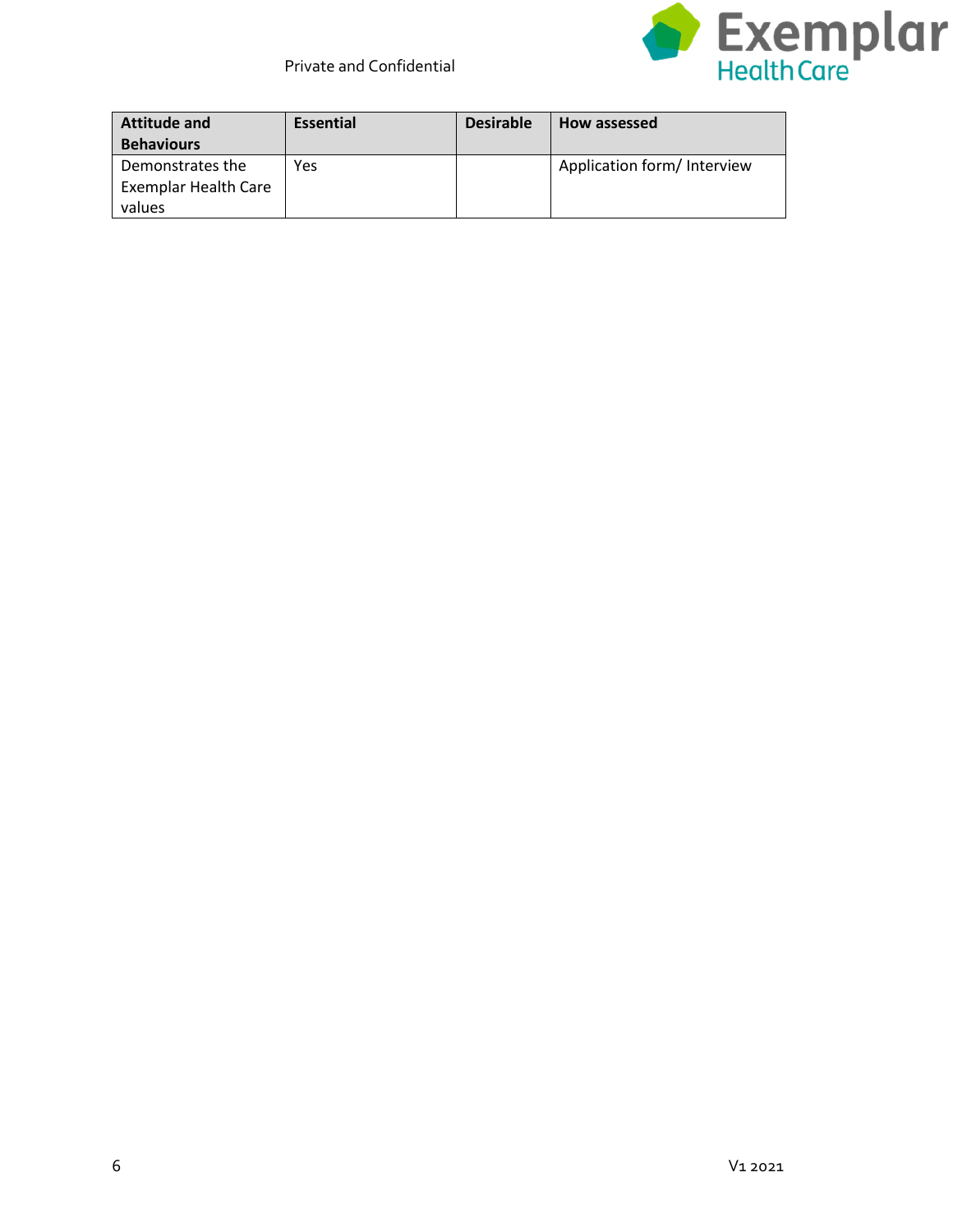| Attitude and Behaviours | Essential | Desirable | How assessed |
| --- | --- | --- | --- |
| Demonstrates the Exemplar Health Care values | Yes | | Application form/ Interview |